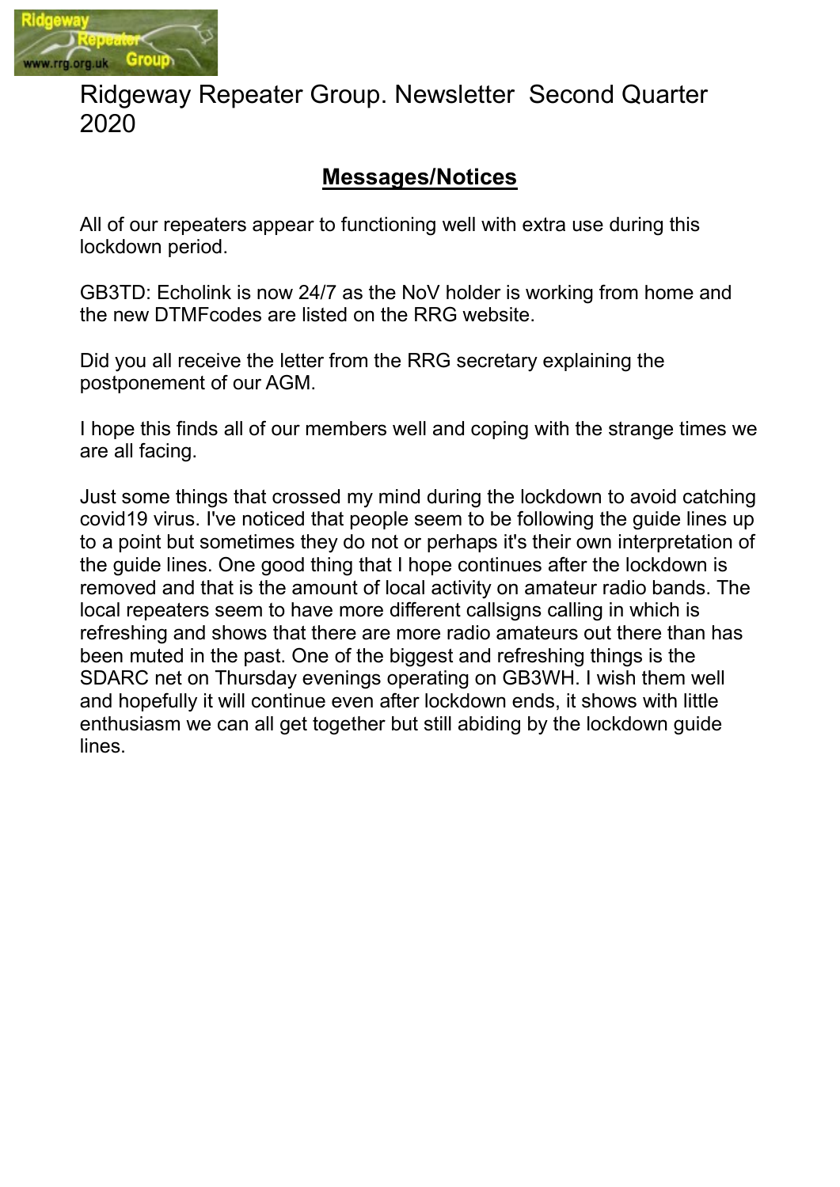# Ridgeway Repeater Group. Newsletter Second Quarter 2020

## Messages/Notices

All of our repeaters appear to functioning well with extra use during this lockdown period.

GB3TD: Echolink is now 24/7 as the NoV holder is working from home and the new DTMFcodes are listed on the RRG website.

Did you all receive the letter from the RRG secretary explaining the postponement of our AGM.

I hope this finds all of our members well and coping with the strange times we are all facing.

Just some things that crossed my mind during the lockdown to avoid catching covid19 virus. I've noticed that people seem to be following the guide lines up to a point but sometimes they do not or perhaps it's their own interpretation of the guide lines. One good thing that I hope continues after the lockdown is removed and that is the amount of local activity on amateur radio bands. The local repeaters seem to have more different callsigns calling in which is refreshing and shows that there are more radio amateurs out there than has been muted in the past. One of the biggest and refreshing things is the SDARC net on Thursday evenings operating on GB3WH. I wish them well and hopefully it will continue even after lockdown ends, it shows with little enthusiasm we can all get together but still abiding by the lockdown guide lines.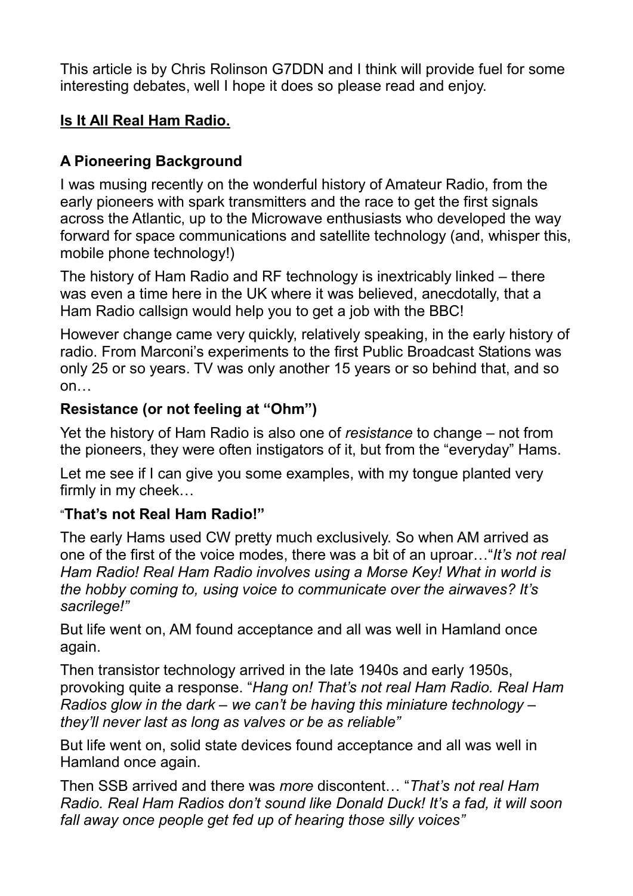This article is by Chris Rolinson G7DDN and I think will provide fuel for some interesting debates, well I hope it does so please read and enjoy.

## **Is It All Real Ham Radio.**

### A Pioneering Background

I was musing recently on the wonderful history of Amateur Radio, from the early pioneers with spark transmitters and the race to get the first signals across the Atlantic, up to the Microwave enthusiasts who developed the way forward for space communications and satellite technology (and, whisper this, mobile phone technology!)

The history of Ham Radio and RF technology is inextricably linked – there was even a time here in the UK where it was believed, anecdotally, that a Ham Radio callsign would help you to get a job with the BBC!

However change came very quickly, relatively speaking, in the early history of radio. From Marconi's experiments to the first Public Broadcast Stations was only 25 or so years. TV was only another 15 years or so behind that, and so on…

### Resistance (or not feeling at "Ohm")

Yet the history of Ham Radio is also one of *resistance* to change – not from the pioneers, they were often instigators of it, but from the "everyday" Hams.

Let me see if I can give you some examples, with my tongue planted very firmly in my cheek…

### "That's not Real Ham Radio!"

The early Hams used CW pretty much exclusively. So when AM arrived as one of the first of the voice modes, there was a bit of an uproar…"*It's not real Ham Radio! Real Ham Radio involves using a Morse Key! What in world is the hobby coming to, using voice to communicate over the airwaves? It's sacrilege!"*

But life went on, AM found acceptance and all was well in Hamland once again.

Then transistor technology arrived in the late 1940s and early 1950s, provoking quite a response. "*Hang on! That's not real Ham Radio. Real Ham Radios glow in the dark – we can't be having this miniature technology – they'll never last as long as valves or be as reliable"*

But life went on, solid state devices found acceptance and all was well in Hamland once again.

Then SSB arrived and there was *more* discontent… "*That's not real Ham Radio. Real Ham Radios don't sound like Donald Duck! It's a fad, it will soon fall away once people get fed up of hearing those silly voices"*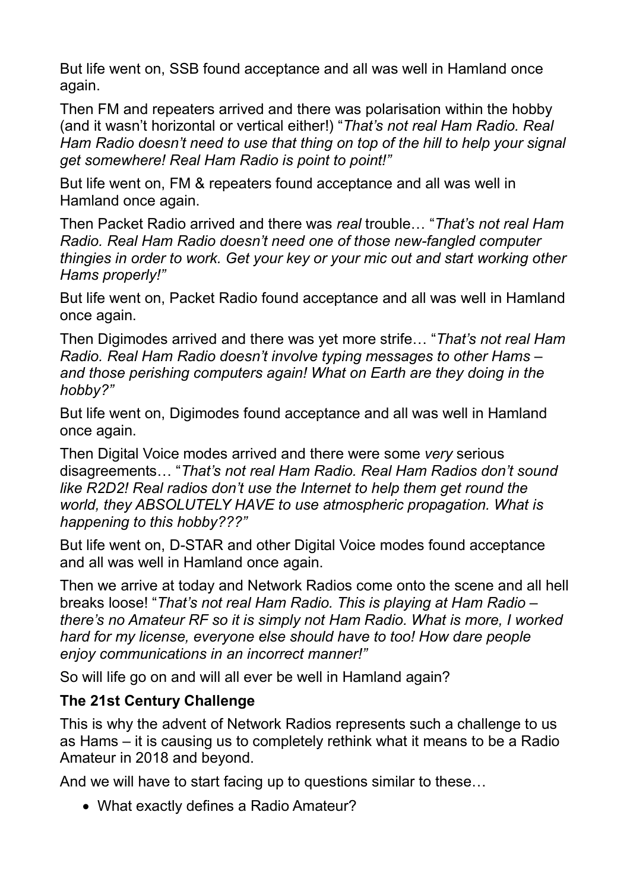But life went on, SSB found acceptance and all was well in Hamland once again.

Then FM and repeaters arrived and there was polarisation within the hobby (and it wasn't horizontal or vertical either!) "*That's not real Ham Radio. Real Ham Radio doesn't need to use that thing on top of the hill to help your signal get somewhere! Real Ham Radio is point to point!"*

But life went on, FM & repeaters found acceptance and all was well in Hamland once again.

Then Packet Radio arrived and there was *real* trouble… "*That's not real Ham Radio. Real Ham Radio doesn't need one of those new-fangled computer thingies in order to work. Get your key or your mic out and start working other Hams properly!"*

But life went on, Packet Radio found acceptance and all was well in Hamland once again.

Then Digimodes arrived and there was yet more strife… "*That's not real Ham Radio. Real Ham Radio doesn't involve typing messages to other Hams – and those perishing computers again! What on Earth are they doing in the hobby?"*

But life went on, Digimodes found acceptance and all was well in Hamland once again.

Then Digital Voice modes arrived and there were some *very* serious disagreements… "*That's not real Ham Radio. Real Ham Radios don't sound like R2D2! Real radios don't use the Internet to help them get round the world, they ABSOLUTELY HAVE to use atmospheric propagation. What is happening to this hobby???"*

But life went on, D-STAR and other Digital Voice modes found acceptance and all was well in Hamland once again.

Then we arrive at today and Network Radios come onto the scene and all hell breaks loose! "*That's not real Ham Radio. This is playing at Ham Radio – there's no Amateur RF so it is simply not Ham Radio. What is more, I worked hard for my license, everyone else should have to too! How dare people enjoy communications in an incorrect manner!"*

So will life go on and will all ever be well in Hamland again?

**The 21st Century Challenge**

This is why the advent of Network Radios represents such a challenge to us as Hams – it is causing us to completely rethink what it means to be a Radio Amateur in 2018 and beyond.

And we will have to start facing up to questions similar to these…

- What exactly defines a Radio Amateur?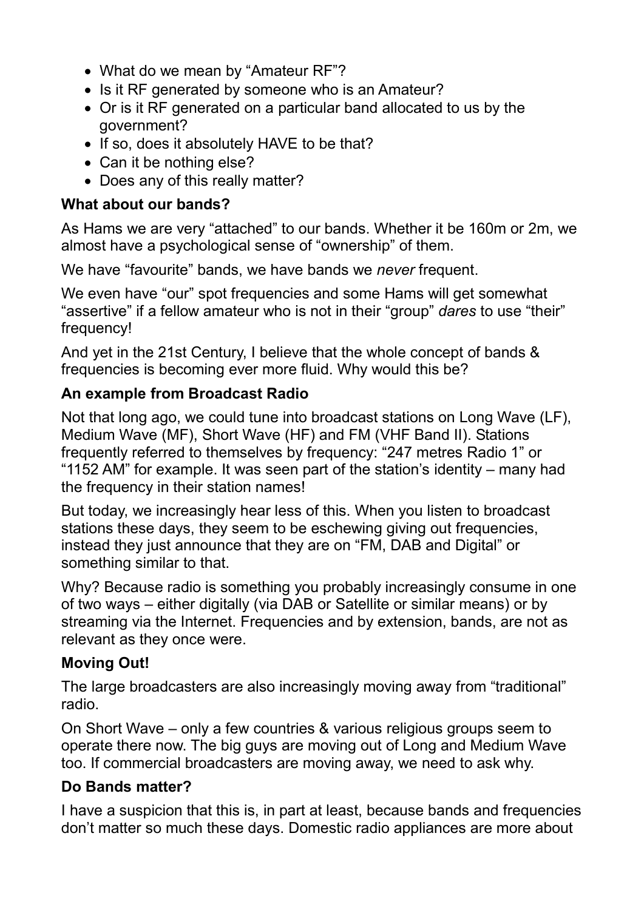- What do we mean by "Amateur RF"?
- Is it RF generated by someone who is an Amateur?
- Or is it RF generated on a particular band allocated to us by the government?
- If so, does it absolutely HAVE to be that?
- Can it be nothing else?
- Does any of this really matter?

**What about our bands?**

As Hams we are very "attached" to our bands. Whether it be 160m or 2m, we almost have a psychological sense of "ownership" of them.

We have "favourite" bands, we have bands we *never* frequent.

We even have "our" spot frequencies and some Hams will get somewhat "assertive" if a fellow amateur who is not in their "group" *dares* to use "their" frequency!

And yet in the 21st Century, I believe that the whole concept of bands & frequencies is becoming ever more fluid. Why would this be?

**An example from Broadcast Radio**

Not that long ago, we could tune into broadcast stations on Long Wave (LF), Medium Wave (MF), Short Wave (HF) and FM (VHF Band II). Stations frequently referred to themselves by frequency: "247 metres Radio 1" or "1152 AM" for example. It was seen part of the station's identity – many had the frequency in their station names!

But today, we increasingly hear less of this. When you listen to broadcast stations these days, they seem to be eschewing giving out frequencies, instead they just announce that they are on "FM, DAB and Digital" or something similar to that.

Why? Because radio is something you probably increasingly consume in one of two ways – either digitally (via DAB or Satellite or similar means) or by streaming via the Internet. Frequencies and by extension, bands, are not as relevant as they once were.

**Moving Out!**

The large broadcasters are also increasingly moving away from "traditional" radio.

On Short Wave – only a few countries & various religious groups seem to operate there now. The big guys are moving out of Long and Medium Wave too. If commercial broadcasters are moving away, we need to ask why.

**Do Bands matter?**

I have a suspicion that this is, in part at least, because bands and frequencies don't matter so much these days. Domestic radio appliances are more about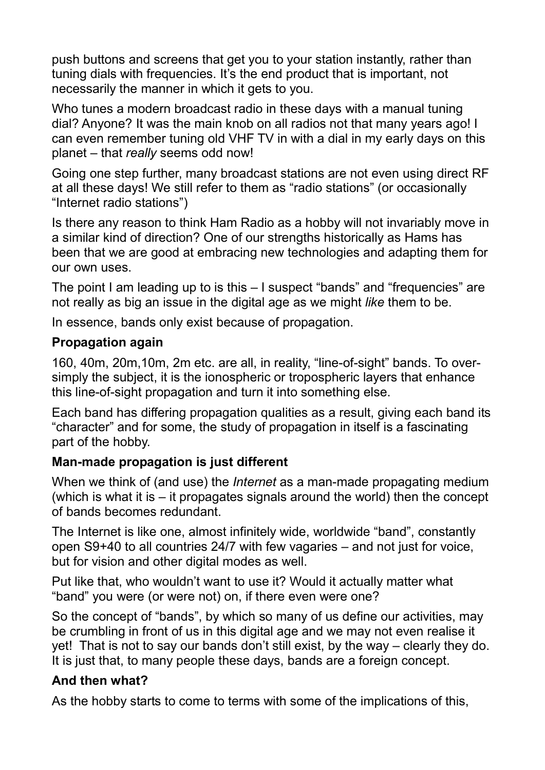push buttons and screens that get you to your station instantly, rather than tuning dials with frequencies. It's the end product that is important, not necessarily the manner in which it gets to you.

Who tunes a modern broadcast radio in these days with a manual tuning dial? Anyone? It was the main knob on all radios not that many years ago! I can even remember tuning old VHF TV in with a dial in my early days on this planet – that *really* seems odd now!

Going one step further, many broadcast stations are not even using direct RF at all these days! We still refer to them as "radio stations" (or occasionally "Internet radio stations")

Is there any reason to think Ham Radio as a hobby will not invariably move in a similar kind of direction? One of our strengths historically as Hams has been that we are good at embracing new technologies and adapting them for our own uses.

The point I am leading up to is this – I suspect "bands" and "frequencies" are not really as big an issue in the digital age as we might *like* them to be.

In essence, bands only exist because of propagation.

### Propagation again

160, 40m, 20m,10m, 2m etc. are all, in reality, "line-of-sight" bands. To over-simply the subject, it is the ionospheric or tropospheric layers that enhance this line-of-sight propagation and turn it into something else.

Each band has differing propagation qualities as a result, giving each band its "character" and for some, the study of propagation in itself is a fascinating part of the hobby.

### Man-made propagation is just different

When we think of (and use) the *Internet* as a man-made propagating medium (which is what it is – it propagates signals around the world) then the concept of bands becomes redundant.

The Internet is like one, almost infinitely wide, worldwide "band", constantly open S9+40 to all countries 24/7 with few vagaries – and not just for voice, but for vision and other digital modes as well.

Put like that, who wouldn't want to use it? Would it actually matter what "band" you were (or were not) on, if there even were one?

So the concept of "bands", by which so many of us define our activities, may be crumbling in front of us in this digital age and we may not even realise it yet! That is not to say our bands don't still exist, by the way – clearly they do. It is just that, to many people these days, bands are a foreign concept.

### And then what?

As the hobby starts to come to terms with some of the implications of this,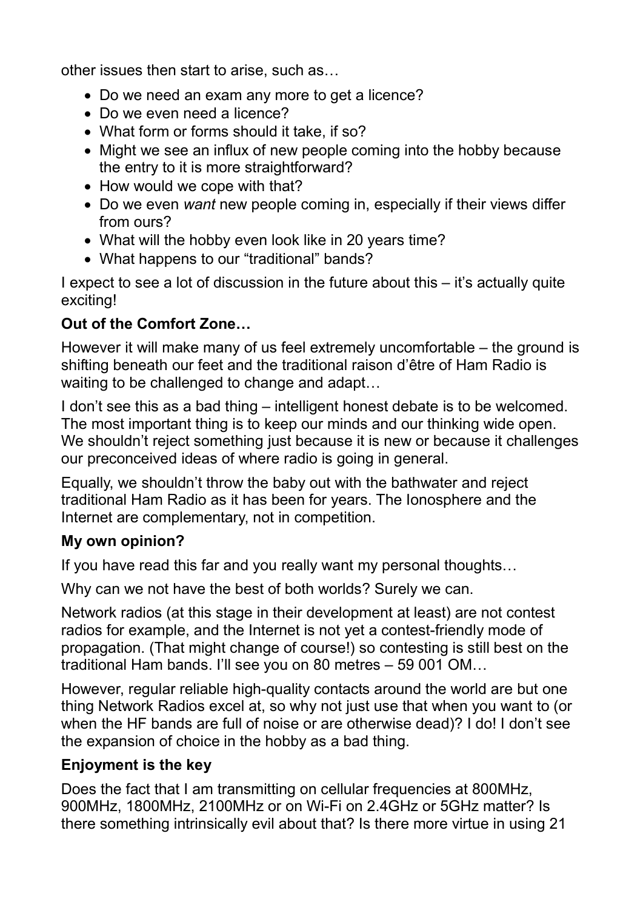other issues then start to arise, such as…

- Do we need an exam any more to get a licence?
- Do we even need a licence?
- What form or forms should it take, if so?
- Might we see an influx of new people coming into the hobby because the entry to it is more straightforward?
- How would we cope with that?
- Do we even *want* new people coming in, especially if their views differ from ours?
- What will the hobby even look like in 20 years time?
- What happens to our "traditional" bands?

I expect to see a lot of discussion in the future about this – it's actually quite exciting!

**Out of the Comfort Zone…**

However it will make many of us feel extremely uncomfortable – the ground is shifting beneath our feet and the traditional raison d'être of Ham Radio is waiting to be challenged to change and adapt…

I don't see this as a bad thing – intelligent honest debate is to be welcomed. The most important thing is to keep our minds and our thinking wide open. We shouldn't reject something just because it is new or because it challenges our preconceived ideas of where radio is going in general.

Equally, we shouldn't throw the baby out with the bathwater and reject traditional Ham Radio as it has been for years. The Ionosphere and the Internet are complementary, not in competition.

**My own opinion?**

If you have read this far and you really want my personal thoughts…

Why can we not have the best of both worlds? Surely we can.

Network radios (at this stage in their development at least) are not contest radios for example, and the Internet is not yet a contest-friendly mode of propagation. (That might change of course!) so contesting is still best on the traditional Ham bands. I'll see you on 80 metres – 59 001 OM…

However, regular reliable high-quality contacts around the world are but one thing Network Radios excel at, so why not just use that when you want to (or when the HF bands are full of noise or are otherwise dead)? I do! I don't see the expansion of choice in the hobby as a bad thing.

**Enjoyment is the key**

Does the fact that I am transmitting on cellular frequencies at 800MHz, 900MHz, 1800MHz, 2100MHz or on Wi-Fi on 2.4GHz or 5GHz matter? Is there something intrinsically evil about that? Is there more virtue in using 21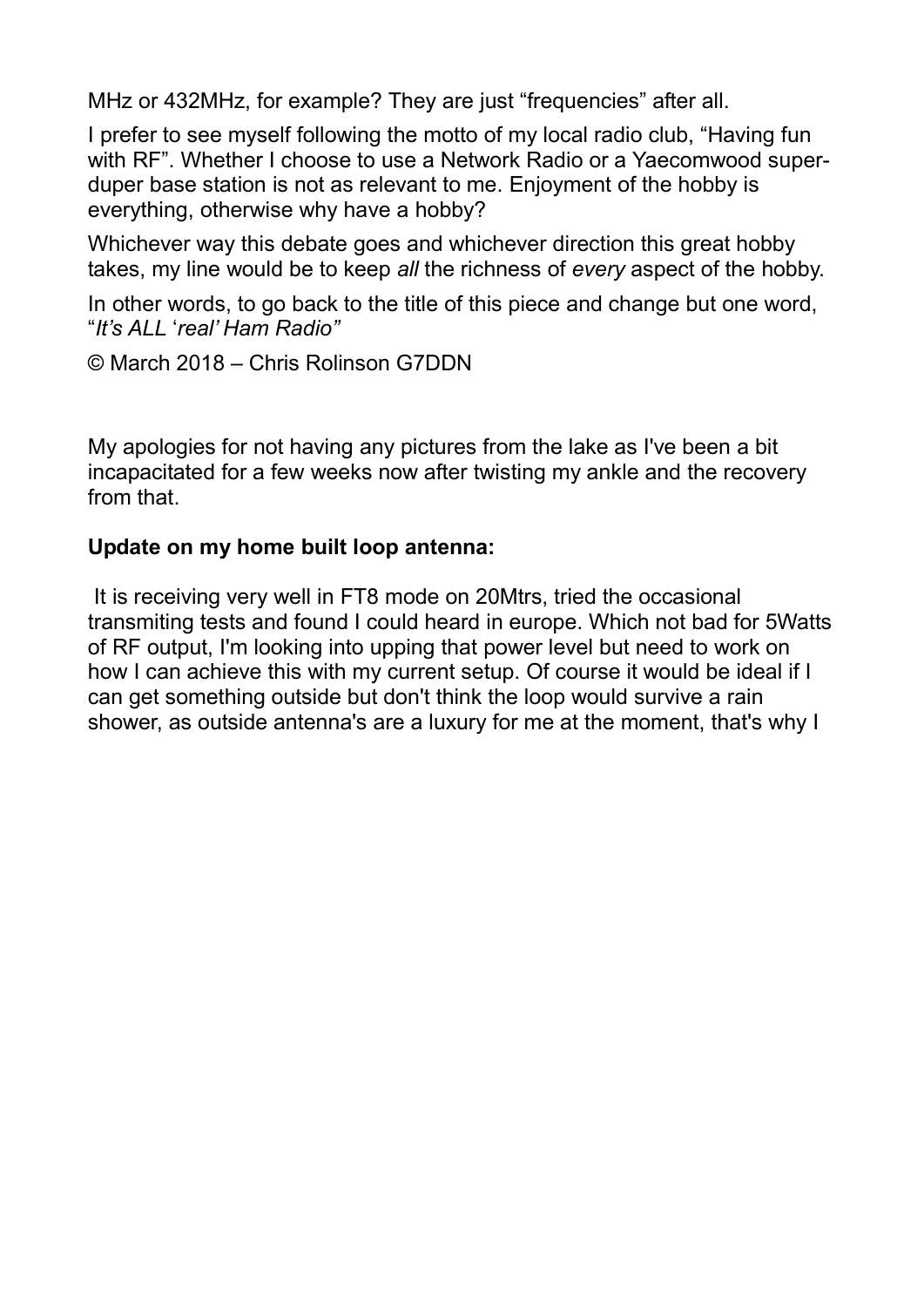MHz or 432MHz, for example? They are just “frequencies” after all.

I prefer to see myself following the motto of my local radio club, “Having fun with RF”. Whether I choose to use a Network Radio or a Yaecomwood super-duper base station is not as relevant to me. Enjoyment of the hobby is everything, otherwise why have a hobby?

Whichever way this debate goes and whichever direction this great hobby takes, my line would be to keep *all* the richness of *every* aspect of the hobby.

In other words, to go back to the title of this piece and change but one word, “*It’s ALL ‘real’ Ham Radio”*

© March 2018 – Chris Rolinson G7DDN

My apologies for not having any pictures from the lake as I've been a bit incapacitated for a few weeks now after twisting my ankle and the recovery from that.

**Update on my home built loop antenna:**

It is receiving very well in FT8 mode on 20Mtrs, tried the occasional transmiting tests and found I could heard in europe. Which not bad for 5Watts of RF output, I'm looking into upping that power level but need to work on how I can achieve this with my current setup. Of course it would be ideal if I can get something outside but don't think the loop would survive a rain shower, as outside antenna's are a luxury for me at the moment, that's why I